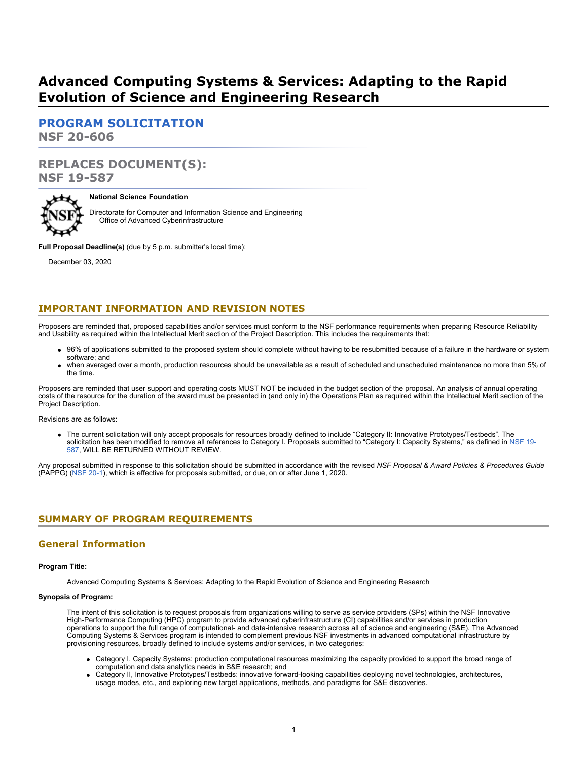# Advanced Computing Systems & Services: Adapting to the Rapid Evolution of Science and Engineering Research

## PROGRAM SOLICITATION

**NSF 20-606**

## REPLACES DOCUMENT(S):

**NSF 19-587**

**National Science Foundation**

Directorate for Computer and Information Science and Engineering
Office of Advanced Cyberinfrastructure

**Full Proposal Deadline(s)** (due by 5 p.m. submitter's local time):

December 03, 2020

## IMPORTANT INFORMATION AND REVISION NOTES

Proposers are reminded that, proposed capabilities and/or services must conform to the NSF performance requirements when preparing Resource Reliability and Usability as required within the Intellectual Merit section of the Project Description. This includes the requirements that:

- 96% of applications submitted to the proposed system should complete without having to be resubmitted because of a failure in the hardware or system software; and
- when averaged over a month, production resources should be unavailable as a result of scheduled and unscheduled maintenance no more than 5% of the time.

Proposers are reminded that user support and operating costs MUST NOT be included in the budget section of the proposal. An analysis of annual operating costs of the resource for the duration of the award must be presented in (and only in) the Operations Plan as required within the Intellectual Merit section of the Project Description.

Revisions are as follows:

- The current solicitation will only accept proposals for resources broadly defined to include "Category II: Innovative Prototypes/Testbeds". The solicitation has been modified to remove all references to Category I. Proposals submitted to "Category I: Capacity Systems," as defined in NSF 19-587, WILL BE RETURNED WITHOUT REVIEW.

Any proposal submitted in response to this solicitation should be submitted in accordance with the revised *NSF Proposal & Award Policies & Procedures Guide* (PAPPG) (NSF 20-1), which is effective for proposals submitted, or due, on or after June 1, 2020.

## SUMMARY OF PROGRAM REQUIREMENTS

### General Information

**Program Title:**

Advanced Computing Systems & Services: Adapting to the Rapid Evolution of Science and Engineering Research

**Synopsis of Program:**

The intent of this solicitation is to request proposals from organizations willing to serve as service providers (SPs) within the NSF Innovative High-Performance Computing (HPC) program to provide advanced cyberinfrastructure (CI) capabilities and/or services in production operations to support the full range of computational- and data-intensive research across all of science and engineering (S&E). The Advanced Computing Systems & Services program is intended to complement previous NSF investments in advanced computational infrastructure by provisioning resources, broadly defined to include systems and/or services, in two categories:

- Category I, Capacity Systems: production computational resources maximizing the capacity provided to support the broad range of computation and data analytics needs in S&E research; and
- Category II, Innovative Prototypes/Testbeds: innovative forward-looking capabilities deploying novel technologies, architectures, usage modes, etc., and exploring new target applications, methods, and paradigms for S&E discoveries.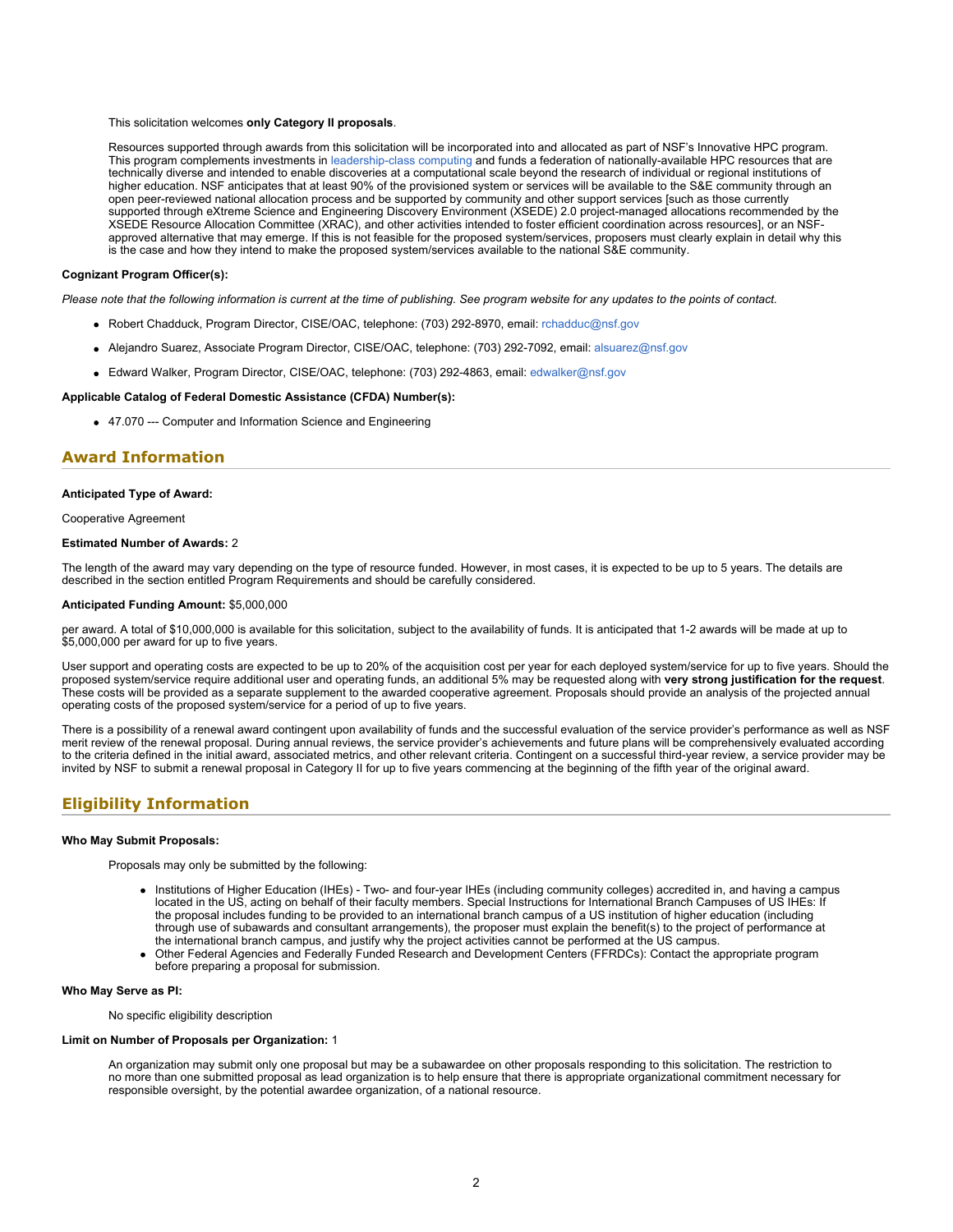This solicitation welcomes **only Category II proposals**.

Resources supported through awards from this solicitation will be incorporated into and allocated as part of NSF's Innovative HPC program. This program complements investments in leadership-class computing and funds a federation of nationally-available HPC resources that are technically diverse and intended to enable discoveries at a computational scale beyond the research of individual or regional institutions of higher education. NSF anticipates that at least 90% of the provisioned system or services will be available to the S&E community through an open peer-reviewed national allocation process and be supported by community and other support services [such as those currently supported through eXtreme Science and Engineering Discovery Environment (XSEDE) 2.0 project-managed allocations recommended by the XSEDE Resource Allocation Committee (XRAC), and other activities intended to foster efficient coordination across resources], or an NSF-approved alternative that may emerge. If this is not feasible for the proposed system/services, proposers must clearly explain in detail why this is the case and how they intend to make the proposed system/services available to the national S&E community.

**Cognizant Program Officer(s):**

*Please note that the following information is current at the time of publishing. See program website for any updates to the points of contact.*

- Robert Chadduck, Program Director, CISE/OAC, telephone: (703) 292-8970, email: rchadduc@nsf.gov
- Alejandro Suarez, Associate Program Director, CISE/OAC, telephone: (703) 292-7092, email: alsuarez@nsf.gov
- Edward Walker, Program Director, CISE/OAC, telephone: (703) 292-4863, email: edwalker@nsf.gov

**Applicable Catalog of Federal Domestic Assistance (CFDA) Number(s):**

- 47.070 --- Computer and Information Science and Engineering

## Award Information

**Anticipated Type of Award:**

Cooperative Agreement

**Estimated Number of Awards:** 2

The length of the award may vary depending on the type of resource funded. However, in most cases, it is expected to be up to 5 years. The details are described in the section entitled Program Requirements and should be carefully considered.

**Anticipated Funding Amount:** $5,000,000

per award. A total of $10,000,000 is available for this solicitation, subject to the availability of funds. It is anticipated that 1-2 awards will be made at up to $5,000,000 per award for up to five years.

User support and operating costs are expected to be up to 20% of the acquisition cost per year for each deployed system/service for up to five years. Should the proposed system/service require additional user and operating funds, an additional 5% may be requested along with **very strong justification for the request**. These costs will be provided as a separate supplement to the awarded cooperative agreement. Proposals should provide an analysis of the projected annual operating costs of the proposed system/service for a period of up to five years.

There is a possibility of a renewal award contingent upon availability of funds and the successful evaluation of the service provider's performance as well as NSF merit review of the renewal proposal. During annual reviews, the service provider's achievements and future plans will be comprehensively evaluated according to the criteria defined in the initial award, associated metrics, and other relevant criteria. Contingent on a successful third-year review, a service provider may be invited by NSF to submit a renewal proposal in Category II for up to five years commencing at the beginning of the fifth year of the original award.

## Eligibility Information

**Who May Submit Proposals:**

Proposals may only be submitted by the following:

- Institutions of Higher Education (IHEs) - Two- and four-year IHEs (including community colleges) accredited in, and having a campus located in the US, acting on behalf of their faculty members. Special Instructions for International Branch Campuses of US IHEs: If the proposal includes funding to be provided to an international branch campus of a US institution of higher education (including through use of subawards and consultant arrangements), the proposer must explain the benefit(s) to the project of performance at the international branch campus, and justify why the project activities cannot be performed at the US campus.
- Other Federal Agencies and Federally Funded Research and Development Centers (FFRDCs): Contact the appropriate program before preparing a proposal for submission.

**Who May Serve as PI:**

No specific eligibility description

**Limit on Number of Proposals per Organization:** 1

An organization may submit only one proposal but may be a subawardee on other proposals responding to this solicitation. The restriction to no more than one submitted proposal as lead organization is to help ensure that there is appropriate organizational commitment necessary for responsible oversight, by the potential awardee organization, of a national resource.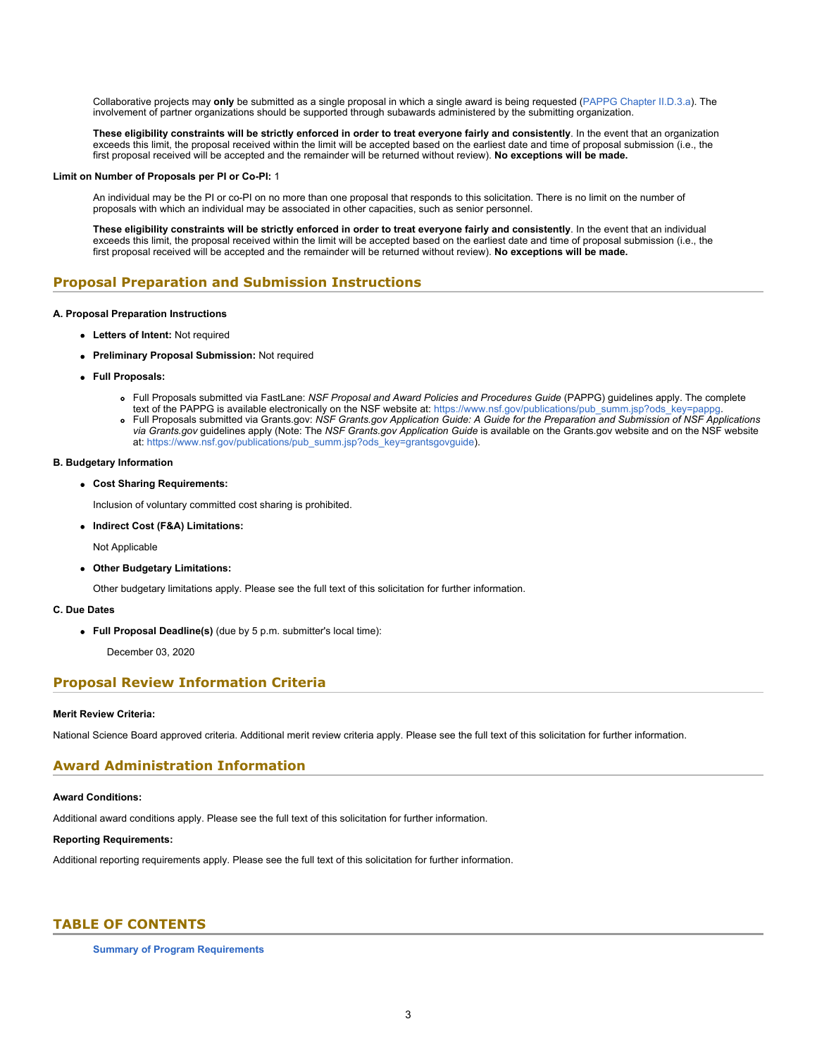Collaborative projects may **only** be submitted as a single proposal in which a single award is being requested (PAPPG Chapter II.D.3.a). The involvement of partner organizations should be supported through subawards administered by the submitting organization.

**These eligibility constraints will be strictly enforced in order to treat everyone fairly and consistently**. In the event that an organization exceeds this limit, the proposal received within the limit will be accepted based on the earliest date and time of proposal submission (i.e., the first proposal received will be accepted and the remainder will be returned without review). **No exceptions will be made.**

**Limit on Number of Proposals per PI or Co-PI:** 1

An individual may be the PI or co-PI on no more than one proposal that responds to this solicitation. There is no limit on the number of proposals with which an individual may be associated in other capacities, such as senior personnel.

**These eligibility constraints will be strictly enforced in order to treat everyone fairly and consistently**. In the event that an individual exceeds this limit, the proposal received within the limit will be accepted based on the earliest date and time of proposal submission (i.e., the first proposal received will be accepted and the remainder will be returned without review). **No exceptions will be made.**

## Proposal Preparation and Submission Instructions

**A. Proposal Preparation Instructions**

- **Letters of Intent:** Not required
- **Preliminary Proposal Submission:** Not required
- **Full Proposals:**
  - Full Proposals submitted via FastLane: *NSF Proposal and Award Policies and Procedures Guide* (PAPPG) guidelines apply. The complete text of the PAPPG is available electronically on the NSF website at: https://www.nsf.gov/publications/pub_summ.jsp?ods_key=pappg.
  - Full Proposals submitted via Grants.gov: *NSF Grants.gov Application Guide: A Guide for the Preparation and Submission of NSF Applications via Grants.gov* guidelines apply (Note: The *NSF Grants.gov Application Guide* is available on the Grants.gov website and on the NSF website at: https://www.nsf.gov/publications/pub_summ.jsp?ods_key=grantsgovguide).

**B. Budgetary Information**

- **Cost Sharing Requirements:**

  Inclusion of voluntary committed cost sharing is prohibited.

- **Indirect Cost (F&A) Limitations:**

  Not Applicable

- **Other Budgetary Limitations:**

  Other budgetary limitations apply. Please see the full text of this solicitation for further information.

**C. Due Dates**

- **Full Proposal Deadline(s)** (due by 5 p.m. submitter's local time):

  December 03, 2020

## Proposal Review Information Criteria

**Merit Review Criteria:**

National Science Board approved criteria. Additional merit review criteria apply. Please see the full text of this solicitation for further information.

## Award Administration Information

**Award Conditions:**

Additional award conditions apply. Please see the full text of this solicitation for further information.

**Reporting Requirements:**

Additional reporting requirements apply. Please see the full text of this solicitation for further information.

## TABLE OF CONTENTS

**Summary of Program Requirements**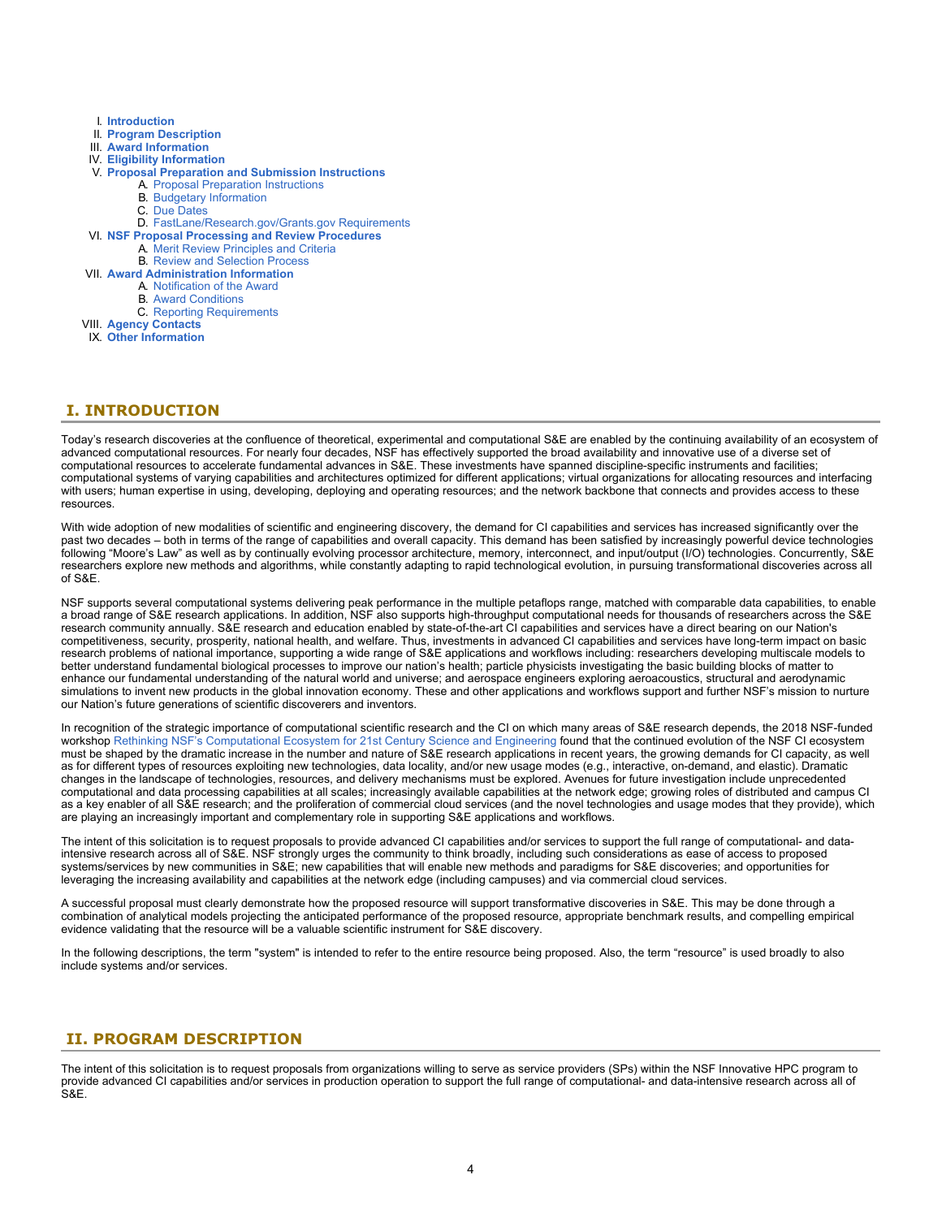I. **Introduction**
II. **Program Description**
III. **Award Information**
IV. **Eligibility Information**
V. **Proposal Preparation and Submission Instructions**
   A. Proposal Preparation Instructions
   B. Budgetary Information
   C. Due Dates
   D. FastLane/Research.gov/Grants.gov Requirements
VI. **NSF Proposal Processing and Review Procedures**
   A. Merit Review Principles and Criteria
   B. Review and Selection Process
VII. **Award Administration Information**
   A. Notification of the Award
   B. Award Conditions
   C. Reporting Requirements
VIII. **Agency Contacts**
IX. **Other Information**

## I. INTRODUCTION

Today's research discoveries at the confluence of theoretical, experimental and computational S&E are enabled by the continuing availability of an ecosystem of advanced computational resources. For nearly four decades, NSF has effectively supported the broad availability and innovative use of a diverse set of computational resources to accelerate fundamental advances in S&E. These investments have spanned discipline-specific instruments and facilities; computational systems of varying capabilities and architectures optimized for different applications; virtual organizations for allocating resources and interfacing with users; human expertise in using, developing, deploying and operating resources; and the network backbone that connects and provides access to these resources.

With wide adoption of new modalities of scientific and engineering discovery, the demand for CI capabilities and services has increased significantly over the past two decades – both in terms of the range of capabilities and overall capacity. This demand has been satisfied by increasingly powerful device technologies following "Moore's Law" as well as by continually evolving processor architecture, memory, interconnect, and input/output (I/O) technologies. Concurrently, S&E researchers explore new methods and algorithms, while constantly adapting to rapid technological evolution, in pursuing transformational discoveries across all of S&E.

NSF supports several computational systems delivering peak performance in the multiple petaflops range, matched with comparable data capabilities, to enable a broad range of S&E research applications. In addition, NSF also supports high-throughput computational needs for thousands of researchers across the S&E research community annually. S&E research and education enabled by state-of-the-art CI capabilities and services have a direct bearing on our Nation's competitiveness, security, prosperity, national health, and welfare. Thus, investments in advanced CI capabilities and services have long-term impact on basic research problems of national importance, supporting a wide range of S&E applications and workflows including: researchers developing multiscale models to better understand fundamental biological processes to improve our nation's health; particle physicists investigating the basic building blocks of matter to enhance our fundamental understanding of the natural world and universe; and aerospace engineers exploring aeroacoustics, structural and aerodynamic simulations to invent new products in the global innovation economy. These and other applications and workflows support and further NSF's mission to nurture our Nation's future generations of scientific discoverers and inventors.

In recognition of the strategic importance of computational scientific research and the CI on which many areas of S&E research depends, the 2018 NSF-funded workshop Rethinking NSF's Computational Ecosystem for 21st Century Science and Engineering found that the continued evolution of the NSF CI ecosystem must be shaped by the dramatic increase in the number and nature of S&E research applications in recent years, the growing demands for CI capacity, as well as for different types of resources exploiting new technologies, data locality, and/or new usage modes (e.g., interactive, on-demand, and elastic). Dramatic changes in the landscape of technologies, resources, and delivery mechanisms must be explored. Avenues for future investigation include unprecedented computational and data processing capabilities at all scales; increasingly available capabilities at the network edge; growing roles of distributed and campus CI as a key enabler of all S&E research; and the proliferation of commercial cloud services (and the novel technologies and usage modes that they provide), which are playing an increasingly important and complementary role in supporting S&E applications and workflows.

The intent of this solicitation is to request proposals to provide advanced CI capabilities and/or services to support the full range of computational- and data-intensive research across all of S&E. NSF strongly urges the community to think broadly, including such considerations as ease of access to proposed systems/services by new communities in S&E; new capabilities that will enable new methods and paradigms for S&E discoveries; and opportunities for leveraging the increasing availability and capabilities at the network edge (including campuses) and via commercial cloud services.

A successful proposal must clearly demonstrate how the proposed resource will support transformative discoveries in S&E. This may be done through a combination of analytical models projecting the anticipated performance of the proposed resource, appropriate benchmark results, and compelling empirical evidence validating that the resource will be a valuable scientific instrument for S&E discovery.

In the following descriptions, the term "system" is intended to refer to the entire resource being proposed. Also, the term "resource" is used broadly to also include systems and/or services.

## II. PROGRAM DESCRIPTION

The intent of this solicitation is to request proposals from organizations willing to serve as service providers (SPs) within the NSF Innovative HPC program to provide advanced CI capabilities and/or services in production operation to support the full range of computational- and data-intensive research across all of S&E.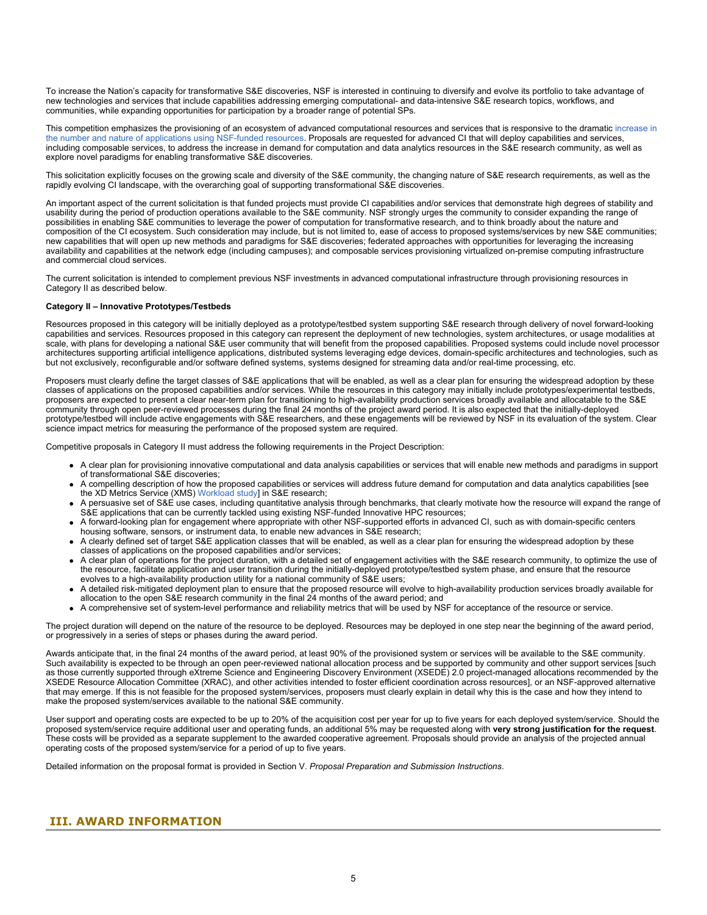To increase the Nation's capacity for transformative S&E discoveries, NSF is interested in continuing to diversify and evolve its portfolio to take advantage of new technologies and services that include capabilities addressing emerging computational- and data-intensive S&E research topics, workflows, and communities, while expanding opportunities for participation by a broader range of potential SPs.

This competition emphasizes the provisioning of an ecosystem of advanced computational resources and services that is responsive to the dramatic increase in the number and nature of applications using NSF-funded resources. Proposals are requested for advanced CI that will deploy capabilities and services, including composable services, to address the increase in demand for computation and data analytics resources in the S&E research community, as well as explore novel paradigms for enabling transformative S&E discoveries.

This solicitation explicitly focuses on the growing scale and diversity of the S&E community, the changing nature of S&E research requirements, as well as the rapidly evolving CI landscape, with the overarching goal of supporting transformational S&E discoveries.

An important aspect of the current solicitation is that funded projects must provide CI capabilities and/or services that demonstrate high degrees of stability and usability during the period of production operations available to the S&E community. NSF strongly urges the community to consider expanding the range of possibilities in enabling S&E communities to leverage the power of computation for transformative research, and to think broadly about the nature and composition of the CI ecosystem. Such consideration may include, but is not limited to, ease of access to proposed systems/services by new S&E communities; new capabilities that will open up new methods and paradigms for S&E discoveries; federated approaches with opportunities for leveraging the increasing availability and capabilities at the network edge (including campuses); and composable services provisioning virtualized on-premise computing infrastructure and commercial cloud services.

The current solicitation is intended to complement previous NSF investments in advanced computational infrastructure through provisioning resources in Category II as described below.

**Category II – Innovative Prototypes/Testbeds**

Resources proposed in this category will be initially deployed as a prototype/testbed system supporting S&E research through delivery of novel forward-looking capabilities and services. Resources proposed in this category can represent the deployment of new technologies, system architectures, or usage modalities at scale, with plans for developing a national S&E user community that will benefit from the proposed capabilities. Proposed systems could include novel processor architectures supporting artificial intelligence applications, distributed systems leveraging edge devices, domain-specific architectures and technologies, such as but not exclusively, reconfigurable and/or software defined systems, systems designed for streaming data and/or real-time processing, etc.

Proposers must clearly define the target classes of S&E applications that will be enabled, as well as a clear plan for ensuring the widespread adoption by these classes of applications on the proposed capabilities and/or services. While the resources in this category may initially include prototypes/experimental testbeds, proposers are expected to present a clear near-term plan for transitioning to high-availability production services broadly available and allocatable to the S&E community through open peer-reviewed processes during the final 24 months of the project award period. It is also expected that the initially-deployed prototype/testbed will include active engagements with S&E researchers, and these engagements will be reviewed by NSF in its evaluation of the system. Clear science impact metrics for measuring the performance of the proposed system are required.

Competitive proposals in Category II must address the following requirements in the Project Description:

- A clear plan for provisioning innovative computational and data analysis capabilities or services that will enable new methods and paradigms in support of transformational S&E discoveries;
- A compelling description of how the proposed capabilities or services will address future demand for computation and data analytics capabilities [see the XD Metrics Service (XMS) Workload study] in S&E research;
- A persuasive set of S&E use cases, including quantitative analysis through benchmarks, that clearly motivate how the resource will expand the range of S&E applications that can be currently tackled using existing NSF-funded Innovative HPC resources;
- A forward-looking plan for engagement where appropriate with other NSF-supported efforts in advanced CI, such as with domain-specific centers housing software, sensors, or instrument data, to enable new advances in S&E research;
- A clearly defined set of target S&E application classes that will be enabled, as well as a clear plan for ensuring the widespread adoption by these classes of applications on the proposed capabilities and/or services;
- A clear plan of operations for the project duration, with a detailed set of engagement activities with the S&E research community, to optimize the use of the resource, facilitate application and user transition during the initially-deployed prototype/testbed system phase, and ensure that the resource evolves to a high-availability production utility for a national community of S&E users;
- A detailed risk-mitigated deployment plan to ensure that the proposed resource will evolve to high-availability production services broadly available for allocation to the open S&E research community in the final 24 months of the award period; and
- A comprehensive set of system-level performance and reliability metrics that will be used by NSF for acceptance of the resource or service.

The project duration will depend on the nature of the resource to be deployed. Resources may be deployed in one step near the beginning of the award period, or progressively in a series of steps or phases during the award period.

Awards anticipate that, in the final 24 months of the award period, at least 90% of the provisioned system or services will be available to the S&E community. Such availability is expected to be through an open peer-reviewed national allocation process and be supported by community and other support services [such as those currently supported through eXtreme Science and Engineering Discovery Environment (XSEDE) 2.0 project-managed allocations recommended by the XSEDE Resource Allocation Committee (XRAC), and other activities intended to foster efficient coordination across resources], or an NSF-approved alternative that may emerge. If this is not feasible for the proposed system/services, proposers must clearly explain in detail why this is the case and how they intend to make the proposed system/services available to the national S&E community.

User support and operating costs are expected to be up to 20% of the acquisition cost per year for up to five years for each deployed system/service. Should the proposed system/service require additional user and operating funds, an additional 5% may be requested along with **very strong justification for the request**. These costs will be provided as a separate supplement to the awarded cooperative agreement. Proposals should provide an analysis of the projected annual operating costs of the proposed system/service for a period of up to five years.

Detailed information on the proposal format is provided in Section V. *Proposal Preparation and Submission Instructions*.

## III. AWARD INFORMATION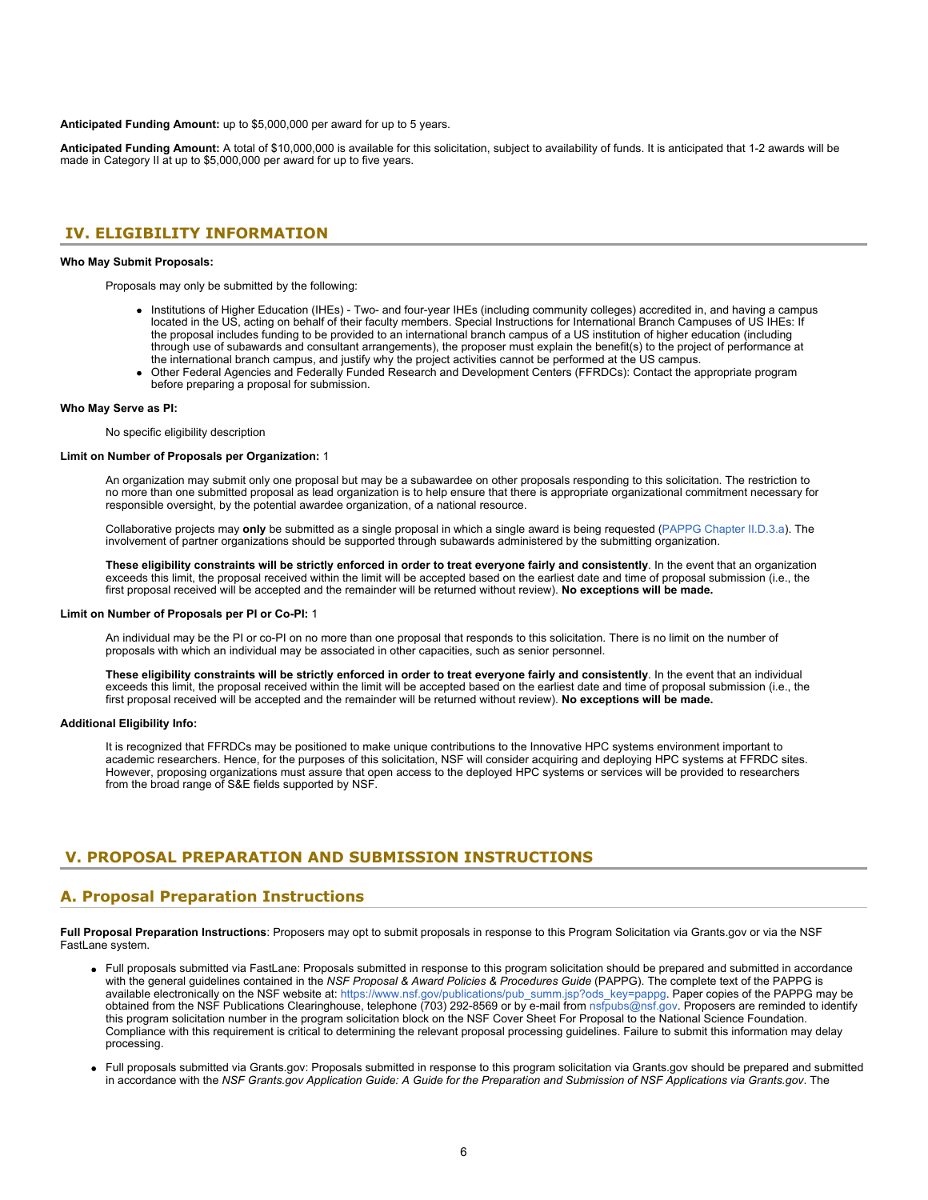**Anticipated Funding Amount:** up to $5,000,000 per award for up to 5 years.

**Anticipated Funding Amount:** A total of $10,000,000 is available for this solicitation, subject to availability of funds. It is anticipated that 1-2 awards will be made in Category II at up to $5,000,000 per award for up to five years.

## IV. ELIGIBILITY INFORMATION

**Who May Submit Proposals:**

Proposals may only be submitted by the following:

- Institutions of Higher Education (IHEs) - Two- and four-year IHEs (including community colleges) accredited in, and having a campus located in the US, acting on behalf of their faculty members. Special Instructions for International Branch Campuses of US IHEs: If the proposal includes funding to be provided to an international branch campus of a US institution of higher education (including through use of subawards and consultant arrangements), the proposer must explain the benefit(s) to the project of performance at the international branch campus, and justify why the project activities cannot be performed at the US campus.
- Other Federal Agencies and Federally Funded Research and Development Centers (FFRDCs): Contact the appropriate program before preparing a proposal for submission.

**Who May Serve as PI:**

No specific eligibility description

**Limit on Number of Proposals per Organization:** 1

An organization may submit only one proposal but may be a subawardee on other proposals responding to this solicitation. The restriction to no more than one submitted proposal as lead organization is to help ensure that there is appropriate organizational commitment necessary for responsible oversight, by the potential awardee organization, of a national resource.

Collaborative projects may **only** be submitted as a single proposal in which a single award is being requested (PAPPG Chapter II.D.3.a). The involvement of partner organizations should be supported through subawards administered by the submitting organization.

**These eligibility constraints will be strictly enforced in order to treat everyone fairly and consistently**. In the event that an organization exceeds this limit, the proposal received within the limit will be accepted based on the earliest date and time of proposal submission (i.e., the first proposal received will be accepted and the remainder will be returned without review). **No exceptions will be made.**

**Limit on Number of Proposals per PI or Co-PI:** 1

An individual may be the PI or co-PI on no more than one proposal that responds to this solicitation. There is no limit on the number of proposals with which an individual may be associated in other capacities, such as senior personnel.

**These eligibility constraints will be strictly enforced in order to treat everyone fairly and consistently**. In the event that an individual exceeds this limit, the proposal received within the limit will be accepted based on the earliest date and time of proposal submission (i.e., the first proposal received will be accepted and the remainder will be returned without review). **No exceptions will be made.**

**Additional Eligibility Info:**

It is recognized that FFRDCs may be positioned to make unique contributions to the Innovative HPC systems environment important to academic researchers. Hence, for the purposes of this solicitation, NSF will consider acquiring and deploying HPC systems at FFRDC sites. However, proposing organizations must assure that open access to the deployed HPC systems or services will be provided to researchers from the broad range of S&E fields supported by NSF.

## V. PROPOSAL PREPARATION AND SUBMISSION INSTRUCTIONS

### A. Proposal Preparation Instructions

**Full Proposal Preparation Instructions**: Proposers may opt to submit proposals in response to this Program Solicitation via Grants.gov or via the NSF FastLane system.

- Full proposals submitted via FastLane: Proposals submitted in response to this program solicitation should be prepared and submitted in accordance with the general guidelines contained in the *NSF Proposal & Award Policies & Procedures Guide* (PAPPG). The complete text of the PAPPG is available electronically on the NSF website at: https://www.nsf.gov/publications/pub_summ.jsp?ods_key=pappg. Paper copies of the PAPPG may be obtained from the NSF Publications Clearinghouse, telephone (703) 292-8569 or by e-mail from nsfpubs@nsf.gov. Proposers are reminded to identify this program solicitation number in the program solicitation block on the NSF Cover Sheet For Proposal to the National Science Foundation. Compliance with this requirement is critical to determining the relevant proposal processing guidelines. Failure to submit this information may delay processing.

- Full proposals submitted via Grants.gov: Proposals submitted in response to this program solicitation via Grants.gov should be prepared and submitted in accordance with the *NSF Grants.gov Application Guide: A Guide for the Preparation and Submission of NSF Applications via Grants.gov*. The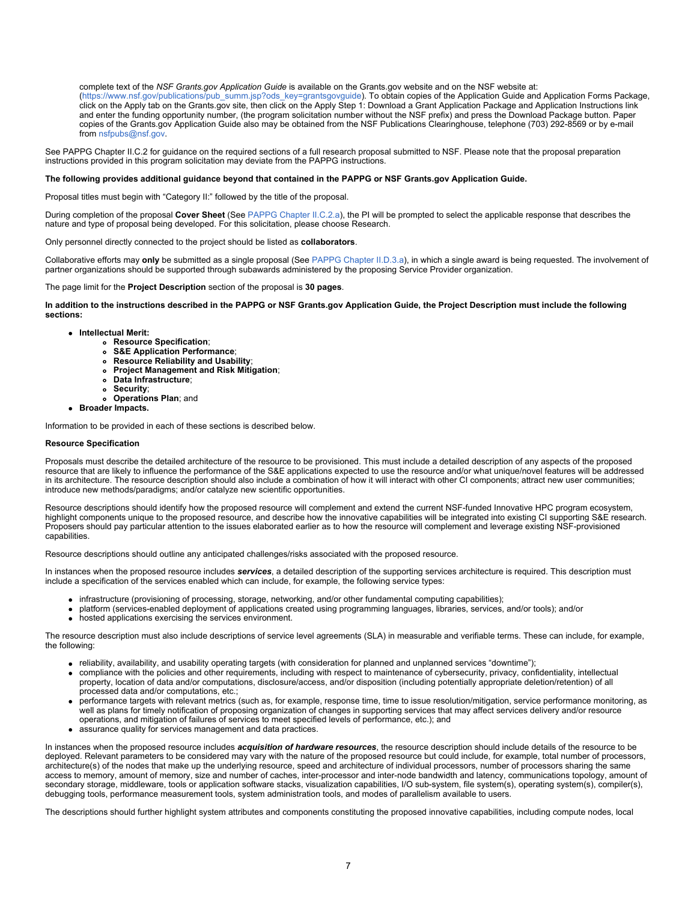complete text of the *NSF Grants.gov Application Guide* is available on the Grants.gov website and on the NSF website at: (https://www.nsf.gov/publications/pub_summ.jsp?ods_key=grantsgovguide). To obtain copies of the Application Guide and Application Forms Package, click on the Apply tab on the Grants.gov site, then click on the Apply Step 1: Download a Grant Application Package and Application Instructions link and enter the funding opportunity number, (the program solicitation number without the NSF prefix) and press the Download Package button. Paper copies of the Grants.gov Application Guide also may be obtained from the NSF Publications Clearinghouse, telephone (703) 292-8569 or by e-mail from nsfpubs@nsf.gov.

See PAPPG Chapter II.C.2 for guidance on the required sections of a full research proposal submitted to NSF. Please note that the proposal preparation instructions provided in this program solicitation may deviate from the PAPPG instructions.

**The following provides additional guidance beyond that contained in the PAPPG or NSF Grants.gov Application Guide.**

Proposal titles must begin with "Category II:" followed by the title of the proposal.

During completion of the proposal **Cover Sheet** (See PAPPG Chapter II.C.2.a), the PI will be prompted to select the applicable response that describes the nature and type of proposal being developed. For this solicitation, please choose Research.

Only personnel directly connected to the project should be listed as **collaborators**.

Collaborative efforts may **only** be submitted as a single proposal (See PAPPG Chapter II.D.3.a), in which a single award is being requested. The involvement of partner organizations should be supported through subawards administered by the proposing Service Provider organization.

The page limit for the **Project Description** section of the proposal is **30 pages**.

**In addition to the instructions described in the PAPPG or NSF Grants.gov Application Guide, the Project Description must include the following sections:**

- **Intellectual Merit:**
  - **Resource Specification**;
  - **S&E Application Performance**;
  - **Resource Reliability and Usability**;
  - **Project Management and Risk Mitigation**;
  - **Data Infrastructure**;
  - **Security**;
  - **Operations Plan**; and
- **Broader Impacts.**

Information to be provided in each of these sections is described below.

**Resource Specification**

Proposals must describe the detailed architecture of the resource to be provisioned. This must include a detailed description of any aspects of the proposed resource that are likely to influence the performance of the S&E applications expected to use the resource and/or what unique/novel features will be addressed in its architecture. The resource description should also include a combination of how it will interact with other CI components; attract new user communities; introduce new methods/paradigms; and/or catalyze new scientific opportunities.

Resource descriptions should identify how the proposed resource will complement and extend the current NSF-funded Innovative HPC program ecosystem, highlight components unique to the proposed resource, and describe how the innovative capabilities will be integrated into existing CI supporting S&E research. Proposers should pay particular attention to the issues elaborated earlier as to how the resource will complement and leverage existing NSF-provisioned capabilities.

Resource descriptions should outline any anticipated challenges/risks associated with the proposed resource.

In instances when the proposed resource includes ***services***, a detailed description of the supporting services architecture is required. This description must include a specification of the services enabled which can include, for example, the following service types:

- infrastructure (provisioning of processing, storage, networking, and/or other fundamental computing capabilities);
- platform (services-enabled deployment of applications created using programming languages, libraries, services, and/or tools); and/or
- hosted applications exercising the services environment.

The resource description must also include descriptions of service level agreements (SLA) in measurable and verifiable terms. These can include, for example, the following:

- reliability, availability, and usability operating targets (with consideration for planned and unplanned services "downtime");
- compliance with the policies and other requirements, including with respect to maintenance of cybersecurity, privacy, confidentiality, intellectual property, location of data and/or computations, disclosure/access, and/or disposition (including potentially appropriate deletion/retention) of all processed data and/or computations, etc.;
- performance targets with relevant metrics (such as, for example, response time, time to issue resolution/mitigation, service performance monitoring, as well as plans for timely notification of proposing organization of changes in supporting services that may affect services delivery and/or resource operations, and mitigation of failures of services to meet specified levels of performance, etc.); and
- assurance quality for services management and data practices.

In instances when the proposed resource includes ***acquisition of hardware resources***, the resource description should include details of the resource to be deployed. Relevant parameters to be considered may vary with the nature of the proposed resource but could include, for example, total number of processors, architecture(s) of the nodes that make up the underlying resource, speed and architecture of individual processors, number of processors sharing the same access to memory, amount of memory, size and number of caches, inter-processor and inter-node bandwidth and latency, communications topology, amount of secondary storage, middleware, tools or application software stacks, visualization capabilities, I/O sub-system, file system(s), operating system(s), compiler(s), debugging tools, performance measurement tools, system administration tools, and modes of parallelism available to users.

The descriptions should further highlight system attributes and components constituting the proposed innovative capabilities, including compute nodes, local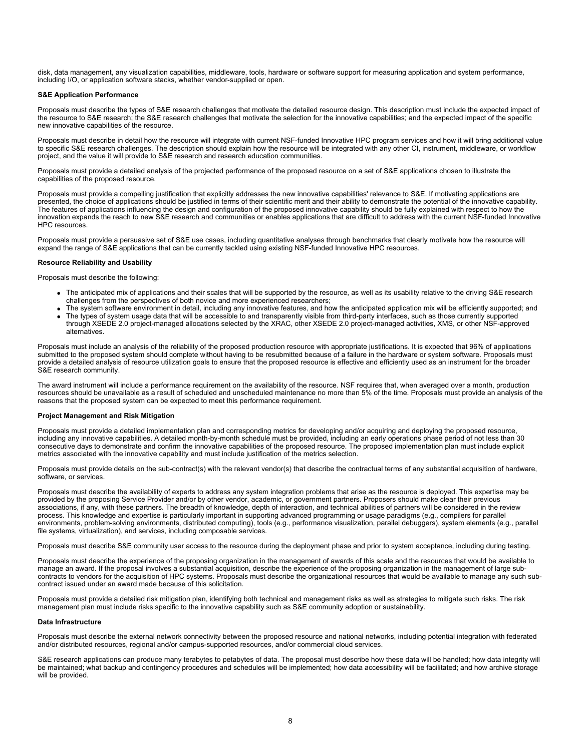disk, data management, any visualization capabilities, middleware, tools, hardware or software support for measuring application and system performance, including I/O, or application software stacks, whether vendor-supplied or open.

**S&E Application Performance**

Proposals must describe the types of S&E research challenges that motivate the detailed resource design. This description must include the expected impact of the resource to S&E research; the S&E research challenges that motivate the selection for the innovative capabilities; and the expected impact of the specific new innovative capabilities of the resource.

Proposals must describe in detail how the resource will integrate with current NSF-funded Innovative HPC program services and how it will bring additional value to specific S&E research challenges. The description should explain how the resource will be integrated with any other CI, instrument, middleware, or workflow project, and the value it will provide to S&E research and research education communities.

Proposals must provide a detailed analysis of the projected performance of the proposed resource on a set of S&E applications chosen to illustrate the capabilities of the proposed resource.

Proposals must provide a compelling justification that explicitly addresses the new innovative capabilities' relevance to S&E. If motivating applications are presented, the choice of applications should be justified in terms of their scientific merit and their ability to demonstrate the potential of the innovative capability. The features of applications influencing the design and configuration of the proposed innovative capability should be fully explained with respect to how the innovation expands the reach to new S&E research and communities or enables applications that are difficult to address with the current NSF-funded Innovative HPC resources.

Proposals must provide a persuasive set of S&E use cases, including quantitative analyses through benchmarks that clearly motivate how the resource will expand the range of S&E applications that can be currently tackled using existing NSF-funded Innovative HPC resources.

**Resource Reliability and Usability**

Proposals must describe the following:

- The anticipated mix of applications and their scales that will be supported by the resource, as well as its usability relative to the driving S&E research challenges from the perspectives of both novice and more experienced researchers;
- The system software environment in detail, including any innovative features, and how the anticipated application mix will be efficiently supported; and
- The types of system usage data that will be accessible to and transparently visible from third-party interfaces, such as those currently supported through XSEDE 2.0 project-managed allocations selected by the XRAC, other XSEDE 2.0 project-managed activities, XMS, or other NSF-approved alternatives.

Proposals must include an analysis of the reliability of the proposed production resource with appropriate justifications. It is expected that 96% of applications submitted to the proposed system should complete without having to be resubmitted because of a failure in the hardware or system software. Proposals must provide a detailed analysis of resource utilization goals to ensure that the proposed resource is effective and efficiently used as an instrument for the broader S&E research community.

The award instrument will include a performance requirement on the availability of the resource. NSF requires that, when averaged over a month, production resources should be unavailable as a result of scheduled and unscheduled maintenance no more than 5% of the time. Proposals must provide an analysis of the reasons that the proposed system can be expected to meet this performance requirement.

**Project Management and Risk Mitigation**

Proposals must provide a detailed implementation plan and corresponding metrics for developing and/or acquiring and deploying the proposed resource, including any innovative capabilities. A detailed month-by-month schedule must be provided, including an early operations phase period of not less than 30 consecutive days to demonstrate and confirm the innovative capabilities of the proposed resource. The proposed implementation plan must include explicit metrics associated with the innovative capability and must include justification of the metrics selection.

Proposals must provide details on the sub-contract(s) with the relevant vendor(s) that describe the contractual terms of any substantial acquisition of hardware, software, or services.

Proposals must describe the availability of experts to address any system integration problems that arise as the resource is deployed. This expertise may be provided by the proposing Service Provider and/or by other vendor, academic, or government partners. Proposers should make clear their previous associations, if any, with these partners. The breadth of knowledge, depth of interaction, and technical abilities of partners will be considered in the review process. This knowledge and expertise is particularly important in supporting advanced programming or usage paradigms (e.g., compilers for parallel environments, problem-solving environments, distributed computing), tools (e.g., performance visualization, parallel debuggers), system elements (e.g., parallel file systems, virtualization), and services, including composable services.

Proposals must describe S&E community user access to the resource during the deployment phase and prior to system acceptance, including during testing.

Proposals must describe the experience of the proposing organization in the management of awards of this scale and the resources that would be available to manage an award. If the proposal involves a substantial acquisition, describe the experience of the proposing organization in the management of large sub-contracts to vendors for the acquisition of HPC systems. Proposals must describe the organizational resources that would be available to manage any such sub-contract issued under an award made because of this solicitation.

Proposals must provide a detailed risk mitigation plan, identifying both technical and management risks as well as strategies to mitigate such risks. The risk management plan must include risks specific to the innovative capability such as S&E community adoption or sustainability.

**Data Infrastructure**

Proposals must describe the external network connectivity between the proposed resource and national networks, including potential integration with federated and/or distributed resources, regional and/or campus-supported resources, and/or commercial cloud services.

S&E research applications can produce many terabytes to petabytes of data. The proposal must describe how these data will be handled; how data integrity will be maintained; what backup and contingency procedures and schedules will be implemented; how data accessibility will be facilitated; and how archive storage will be provided.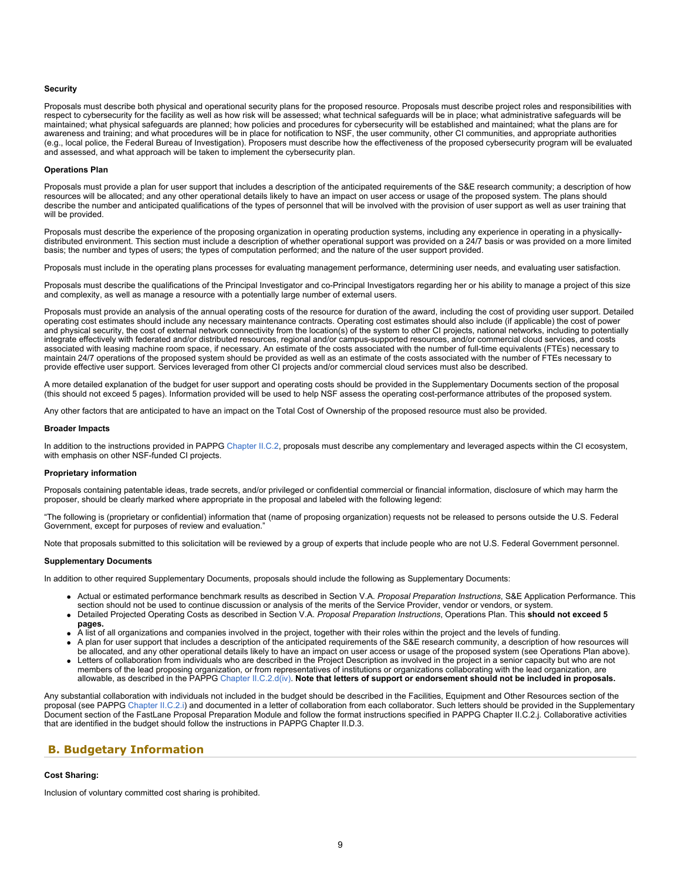**Security**

Proposals must describe both physical and operational security plans for the proposed resource. Proposals must describe project roles and responsibilities with respect to cybersecurity for the facility as well as how risk will be assessed; what technical safeguards will be in place; what administrative safeguards will be maintained; what physical safeguards are planned; how policies and procedures for cybersecurity will be established and maintained; what the plans are for awareness and training; and what procedures will be in place for notification to NSF, the user community, other CI communities, and appropriate authorities (e.g., local police, the Federal Bureau of Investigation). Proposers must describe how the effectiveness of the proposed cybersecurity program will be evaluated and assessed, and what approach will be taken to implement the cybersecurity plan.

**Operations Plan**

Proposals must provide a plan for user support that includes a description of the anticipated requirements of the S&E research community; a description of how resources will be allocated; and any other operational details likely to have an impact on user access or usage of the proposed system. The plans should describe the number and anticipated qualifications of the types of personnel that will be involved with the provision of user support as well as user training that will be provided.

Proposals must describe the experience of the proposing organization in operating production systems, including any experience in operating in a physically-distributed environment. This section must include a description of whether operational support was provided on a 24/7 basis or was provided on a more limited basis; the number and types of users; the types of computation performed; and the nature of the user support provided.

Proposals must include in the operating plans processes for evaluating management performance, determining user needs, and evaluating user satisfaction.

Proposals must describe the qualifications of the Principal Investigator and co-Principal Investigators regarding her or his ability to manage a project of this size and complexity, as well as manage a resource with a potentially large number of external users.

Proposals must provide an analysis of the annual operating costs of the resource for duration of the award, including the cost of providing user support. Detailed operating cost estimates should include any necessary maintenance contracts. Operating cost estimates should also include (if applicable) the cost of power and physical security, the cost of external network connectivity from the location(s) of the system to other CI projects, national networks, including to potentially integrate effectively with federated and/or distributed resources, regional and/or campus-supported resources, and/or commercial cloud services, and costs associated with leasing machine room space, if necessary. An estimate of the costs associated with the number of full-time equivalents (FTEs) necessary to maintain 24/7 operations of the proposed system should be provided as well as an estimate of the costs associated with the number of FTEs necessary to provide effective user support. Services leveraged from other CI projects and/or commercial cloud services must also be described.

A more detailed explanation of the budget for user support and operating costs should be provided in the Supplementary Documents section of the proposal (this should not exceed 5 pages). Information provided will be used to help NSF assess the operating cost-performance attributes of the proposed system.

Any other factors that are anticipated to have an impact on the Total Cost of Ownership of the proposed resource must also be provided.

**Broader Impacts**

In addition to the instructions provided in PAPPG Chapter II.C.2, proposals must describe any complementary and leveraged aspects within the CI ecosystem, with emphasis on other NSF-funded CI projects.

**Proprietary information**

Proposals containing patentable ideas, trade secrets, and/or privileged or confidential commercial or financial information, disclosure of which may harm the proposer, should be clearly marked where appropriate in the proposal and labeled with the following legend:

"The following is (proprietary or confidential) information that (name of proposing organization) requests not be released to persons outside the U.S. Federal Government, except for purposes of review and evaluation."

Note that proposals submitted to this solicitation will be reviewed by a group of experts that include people who are not U.S. Federal Government personnel.

**Supplementary Documents**

In addition to other required Supplementary Documents, proposals should include the following as Supplementary Documents:

- Actual or estimated performance benchmark results as described in Section V.A. *Proposal Preparation Instructions*, S&E Application Performance. This section should not be used to continue discussion or analysis of the merits of the Service Provider, vendor or vendors, or system.
- Detailed Projected Operating Costs as described in Section V.A. *Proposal Preparation Instructions*, Operations Plan. This **should not exceed 5 pages.**
- A list of all organizations and companies involved in the project, together with their roles within the project and the levels of funding.
- A plan for user support that includes a description of the anticipated requirements of the S&E research community, a description of how resources will be allocated, and any other operational details likely to have an impact on user access or usage of the proposed system (see Operations Plan above).
- Letters of collaboration from individuals who are described in the Project Description as involved in the project in a senior capacity but who are not members of the lead proposing organization, or from representatives of institutions or organizations collaborating with the lead organization, are allowable, as described in the PAPPG Chapter II.C.2.d(iv). **Note that letters of support or endorsement should not be included in proposals.**

Any substantial collaboration with individuals not included in the budget should be described in the Facilities, Equipment and Other Resources section of the proposal (see PAPPG Chapter II.C.2.i) and documented in a letter of collaboration from each collaborator. Such letters should be provided in the Supplementary Document section of the FastLane Proposal Preparation Module and follow the format instructions specified in PAPPG Chapter II.C.2.j. Collaborative activities that are identified in the budget should follow the instructions in PAPPG Chapter II.D.3.

## B. Budgetary Information

**Cost Sharing:**

Inclusion of voluntary committed cost sharing is prohibited.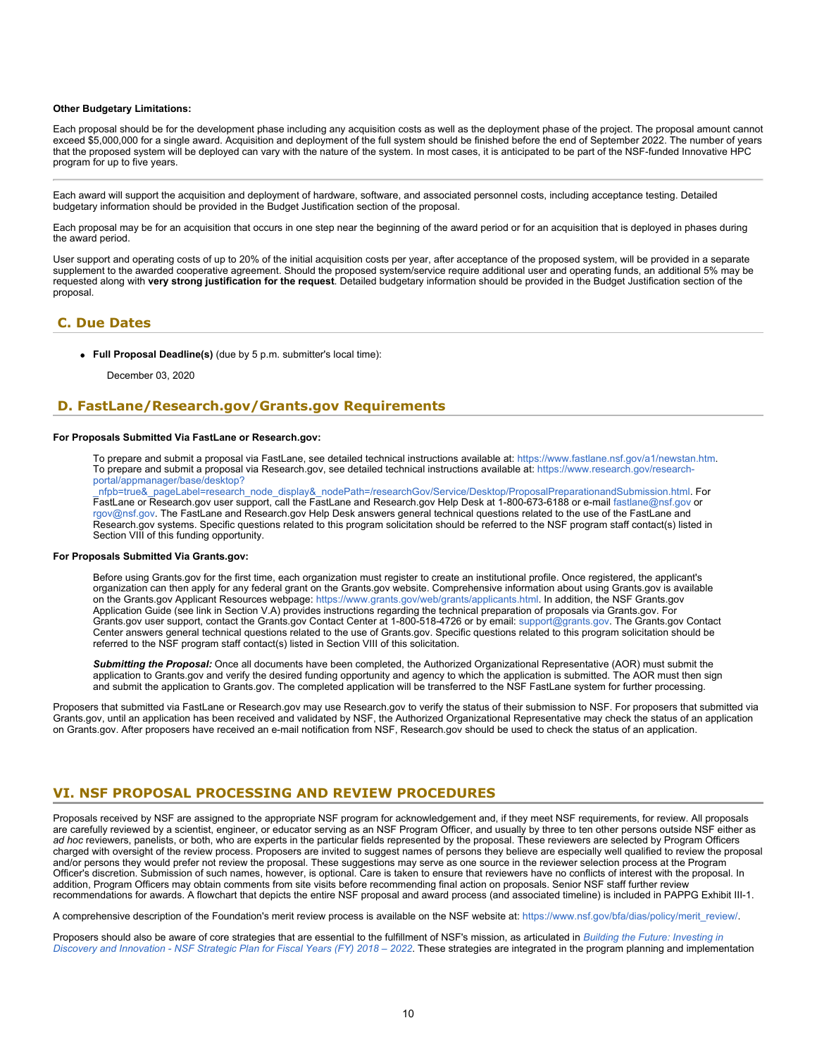**Other Budgetary Limitations:**

Each proposal should be for the development phase including any acquisition costs as well as the deployment phase of the project. The proposal amount cannot exceed $5,000,000 for a single award. Acquisition and deployment of the full system should be finished before the end of September 2022. The number of years that the proposed system will be deployed can vary with the nature of the system. In most cases, it is anticipated to be part of the NSF-funded Innovative HPC program for up to five years.

---

Each award will support the acquisition and deployment of hardware, software, and associated personnel costs, including acceptance testing. Detailed budgetary information should be provided in the Budget Justification section of the proposal.

Each proposal may be for an acquisition that occurs in one step near the beginning of the award period or for an acquisition that is deployed in phases during the award period.

User support and operating costs of up to 20% of the initial acquisition costs per year, after acceptance of the proposed system, will be provided in a separate supplement to the awarded cooperative agreement. Should the proposed system/service require additional user and operating funds, an additional 5% may be requested along with **very strong justification for the request**. Detailed budgetary information should be provided in the Budget Justification section of the proposal.

## C. Due Dates

- **Full Proposal Deadline(s)** (due by 5 p.m. submitter's local time):

  December 03, 2020

## D. FastLane/Research.gov/Grants.gov Requirements

**For Proposals Submitted Via FastLane or Research.gov:**

> To prepare and submit a proposal via FastLane, see detailed technical instructions available at: https://www.fastlane.nsf.gov/a1/newstan.htm. To prepare and submit a proposal via Research.gov, see detailed technical instructions available at: https://www.research.gov/research-portal/appmanager/base/desktop?_nfpb=true&_pageLabel=research_node_display&_nodePath=/researchGov/Service/Desktop/ProposalPreparationandSubmission.html. For FastLane or Research.gov user support, call the FastLane and Research.gov Help Desk at 1-800-673-6188 or e-mail fastlane@nsf.gov or rgov@nsf.gov. The FastLane and Research.gov Help Desk answers general technical questions related to the use of the FastLane and Research.gov systems. Specific questions related to this program solicitation should be referred to the NSF program staff contact(s) listed in Section VIII of this funding opportunity.

**For Proposals Submitted Via Grants.gov:**

> Before using Grants.gov for the first time, each organization must register to create an institutional profile. Once registered, the applicant's organization can then apply for any federal grant on the Grants.gov website. Comprehensive information about using Grants.gov is available on the Grants.gov Applicant Resources webpage: https://www.grants.gov/web/grants/applicants.html. In addition, the NSF Grants.gov Application Guide (see link in Section V.A) provides instructions regarding the technical preparation of proposals via Grants.gov. For Grants.gov user support, contact the Grants.gov Contact Center at 1-800-518-4726 or by email: support@grants.gov. The Grants.gov Contact Center answers general technical questions related to the use of Grants.gov. Specific questions related to this program solicitation should be referred to the NSF program staff contact(s) listed in Section VIII of this solicitation.
>
> ***Submitting the Proposal:*** Once all documents have been completed, the Authorized Organizational Representative (AOR) must submit the application to Grants.gov and verify the desired funding opportunity and agency to which the application is submitted. The AOR must then sign and submit the application to Grants.gov. The completed application will be transferred to the NSF FastLane system for further processing.

Proposers that submitted via FastLane or Research.gov may use Research.gov to verify the status of their submission to NSF. For proposers that submitted via Grants.gov, until an application has been received and validated by NSF, the Authorized Organizational Representative may check the status of an application on Grants.gov. After proposers have received an e-mail notification from NSF, Research.gov should be used to check the status of an application.

# VI. NSF PROPOSAL PROCESSING AND REVIEW PROCEDURES

Proposals received by NSF are assigned to the appropriate NSF program for acknowledgement and, if they meet NSF requirements, for review. All proposals are carefully reviewed by a scientist, engineer, or educator serving as an NSF Program Officer, and usually by three to ten other persons outside NSF either as *ad hoc* reviewers, panelists, or both, who are experts in the particular fields represented by the proposal. These reviewers are selected by Program Officers charged with oversight of the review process. Proposers are invited to suggest names of persons they believe are especially well qualified to review the proposal and/or persons they would prefer not review the proposal. These suggestions may serve as one source in the reviewer selection process at the Program Officer's discretion. Submission of such names, however, is optional. Care is taken to ensure that reviewers have no conflicts of interest with the proposal. In addition, Program Officers may obtain comments from site visits before recommending final action on proposals. Senior NSF staff further review recommendations for awards. A flowchart that depicts the entire NSF proposal and award process (and associated timeline) is included in PAPPG Exhibit III-1.

A comprehensive description of the Foundation's merit review process is available on the NSF website at: https://www.nsf.gov/bfa/dias/policy/merit_review/.

Proposers should also be aware of core strategies that are essential to the fulfillment of NSF's mission, as articulated in *Building the Future: Investing in Discovery and Innovation - NSF Strategic Plan for Fiscal Years (FY) 2018 – 2022*. These strategies are integrated in the program planning and implementation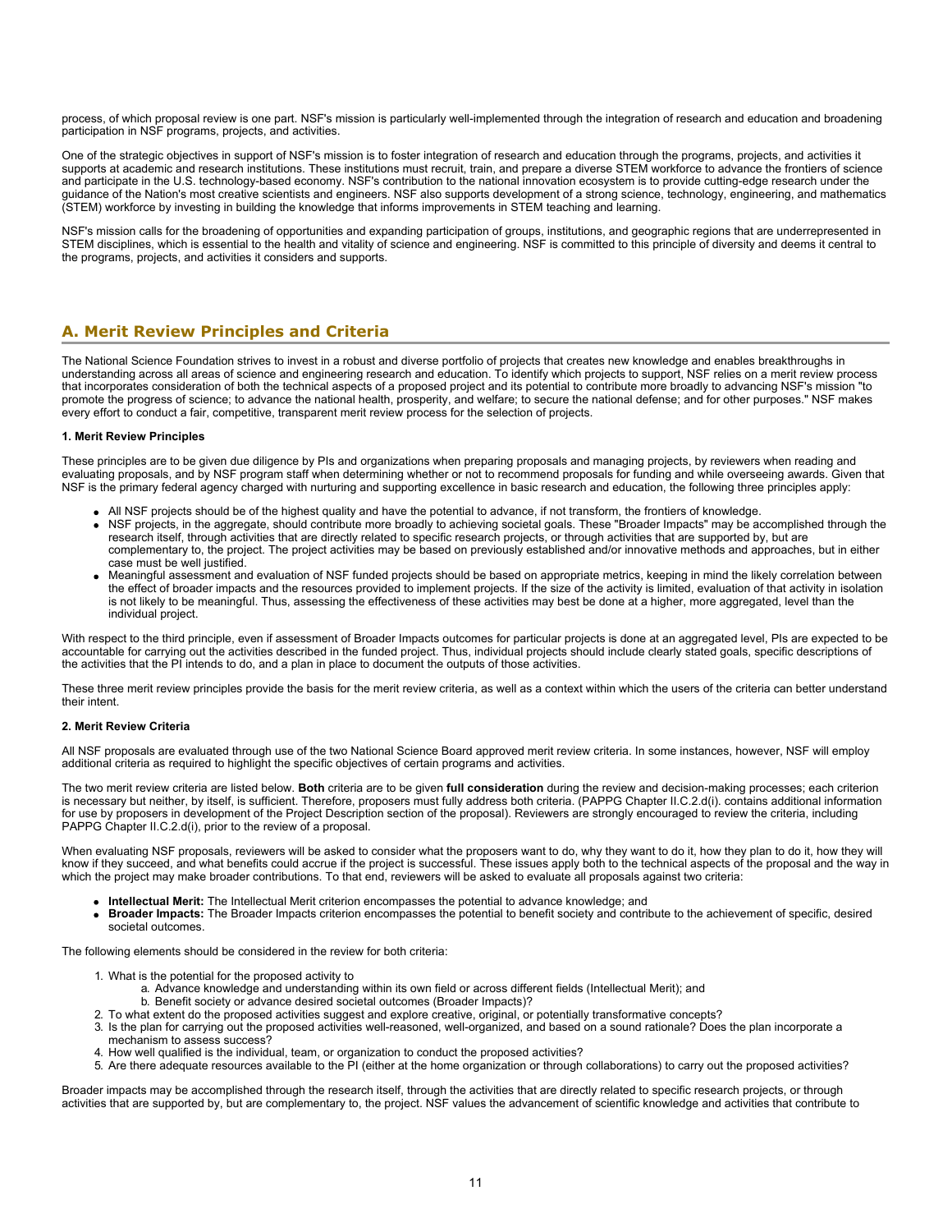process, of which proposal review is one part. NSF's mission is particularly well-implemented through the integration of research and education and broadening participation in NSF programs, projects, and activities.

One of the strategic objectives in support of NSF's mission is to foster integration of research and education through the programs, projects, and activities it supports at academic and research institutions. These institutions must recruit, train, and prepare a diverse STEM workforce to advance the frontiers of science and participate in the U.S. technology-based economy. NSF's contribution to the national innovation ecosystem is to provide cutting-edge research under the guidance of the Nation's most creative scientists and engineers. NSF also supports development of a strong science, technology, engineering, and mathematics (STEM) workforce by investing in building the knowledge that informs improvements in STEM teaching and learning.

NSF's mission calls for the broadening of opportunities and expanding participation of groups, institutions, and geographic regions that are underrepresented in STEM disciplines, which is essential to the health and vitality of science and engineering. NSF is committed to this principle of diversity and deems it central to the programs, projects, and activities it considers and supports.

## A. Merit Review Principles and Criteria

The National Science Foundation strives to invest in a robust and diverse portfolio of projects that creates new knowledge and enables breakthroughs in understanding across all areas of science and engineering research and education. To identify which projects to support, NSF relies on a merit review process that incorporates consideration of both the technical aspects of a proposed project and its potential to contribute more broadly to advancing NSF's mission "to promote the progress of science; to advance the national health, prosperity, and welfare; to secure the national defense; and for other purposes." NSF makes every effort to conduct a fair, competitive, transparent merit review process for the selection of projects.

**1. Merit Review Principles**

These principles are to be given due diligence by PIs and organizations when preparing proposals and managing projects, by reviewers when reading and evaluating proposals, and by NSF program staff when determining whether or not to recommend proposals for funding and while overseeing awards. Given that NSF is the primary federal agency charged with nurturing and supporting excellence in basic research and education, the following three principles apply:

- All NSF projects should be of the highest quality and have the potential to advance, if not transform, the frontiers of knowledge.
- NSF projects, in the aggregate, should contribute more broadly to achieving societal goals. These "Broader Impacts" may be accomplished through the research itself, through activities that are directly related to specific research projects, or through activities that are supported by, but are complementary to, the project. The project activities may be based on previously established and/or innovative methods and approaches, but in either case must be well justified.
- Meaningful assessment and evaluation of NSF funded projects should be based on appropriate metrics, keeping in mind the likely correlation between the effect of broader impacts and the resources provided to implement projects. If the size of the activity is limited, evaluation of that activity in isolation is not likely to be meaningful. Thus, assessing the effectiveness of these activities may best be done at a higher, more aggregated, level than the individual project.

With respect to the third principle, even if assessment of Broader Impacts outcomes for particular projects is done at an aggregated level, PIs are expected to be accountable for carrying out the activities described in the funded project. Thus, individual projects should include clearly stated goals, specific descriptions of the activities that the PI intends to do, and a plan in place to document the outputs of those activities.

These three merit review principles provide the basis for the merit review criteria, as well as a context within which the users of the criteria can better understand their intent.

**2. Merit Review Criteria**

All NSF proposals are evaluated through use of the two National Science Board approved merit review criteria. In some instances, however, NSF will employ additional criteria as required to highlight the specific objectives of certain programs and activities.

The two merit review criteria are listed below. **Both** criteria are to be given **full consideration** during the review and decision-making processes; each criterion is necessary but neither, by itself, is sufficient. Therefore, proposers must fully address both criteria. (PAPPG Chapter II.C.2.d(i). contains additional information for use by proposers in development of the Project Description section of the proposal). Reviewers are strongly encouraged to review the criteria, including PAPPG Chapter II.C.2.d(i), prior to the review of a proposal.

When evaluating NSF proposals, reviewers will be asked to consider what the proposers want to do, why they want to do it, how they plan to do it, how they will know if they succeed, and what benefits could accrue if the project is successful. These issues apply both to the technical aspects of the proposal and the way in which the project may make broader contributions. To that end, reviewers will be asked to evaluate all proposals against two criteria:

- **Intellectual Merit:** The Intellectual Merit criterion encompasses the potential to advance knowledge; and
- **Broader Impacts:** The Broader Impacts criterion encompasses the potential to benefit society and contribute to the achievement of specific, desired societal outcomes.

The following elements should be considered in the review for both criteria:

1. What is the potential for the proposed activity to
   a. Advance knowledge and understanding within its own field or across different fields (Intellectual Merit); and
   b. Benefit society or advance desired societal outcomes (Broader Impacts)?
2. To what extent do the proposed activities suggest and explore creative, original, or potentially transformative concepts?
3. Is the plan for carrying out the proposed activities well-reasoned, well-organized, and based on a sound rationale? Does the plan incorporate a mechanism to assess success?
4. How well qualified is the individual, team, or organization to conduct the proposed activities?
5. Are there adequate resources available to the PI (either at the home organization or through collaborations) to carry out the proposed activities?

Broader impacts may be accomplished through the research itself, through the activities that are directly related to specific research projects, or through activities that are supported by, but are complementary to, the project. NSF values the advancement of scientific knowledge and activities that contribute to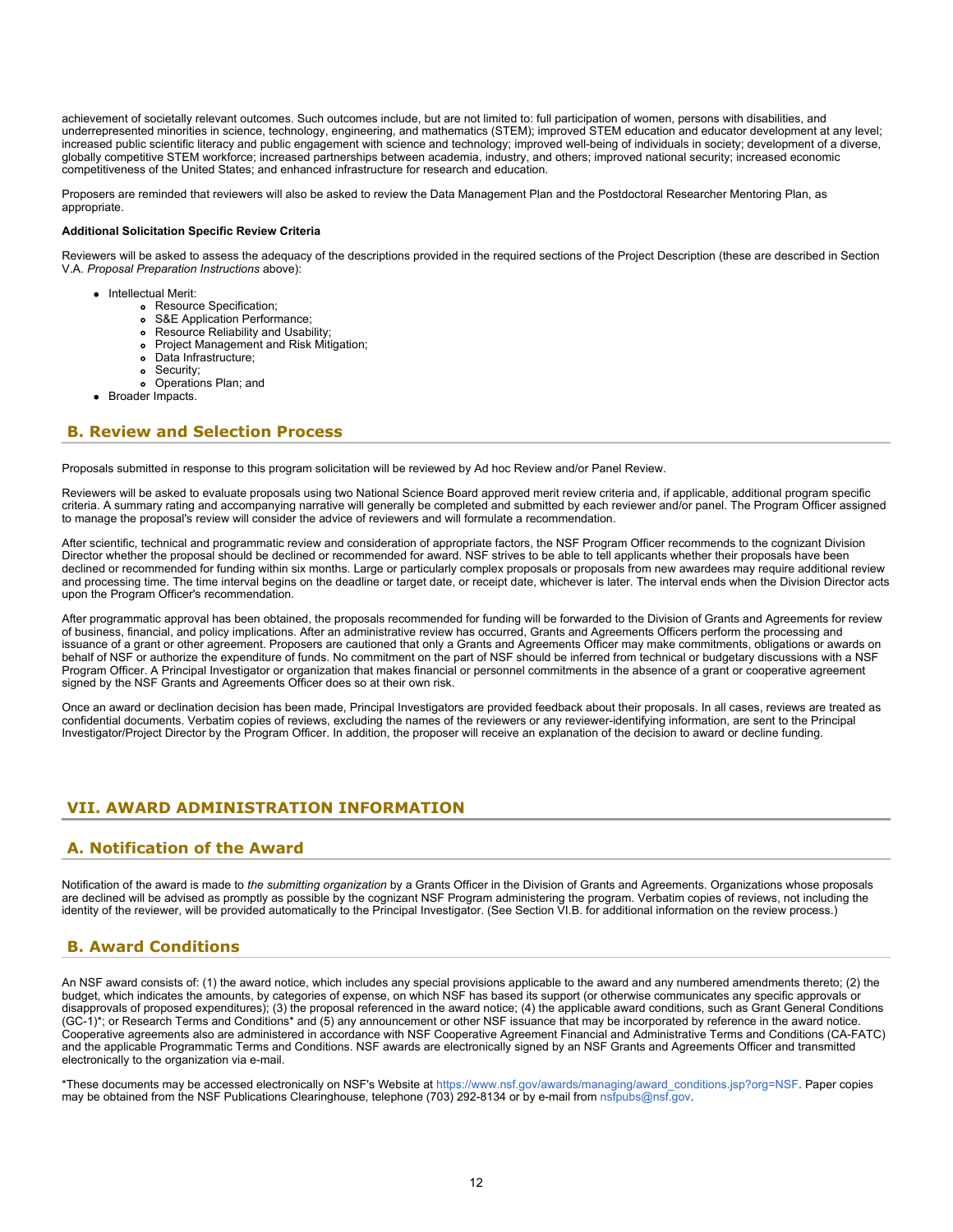achievement of societally relevant outcomes. Such outcomes include, but are not limited to: full participation of women, persons with disabilities, and underrepresented minorities in science, technology, engineering, and mathematics (STEM); improved STEM education and educator development at any level; increased public scientific literacy and public engagement with science and technology; improved well-being of individuals in society; development of a diverse, globally competitive STEM workforce; increased partnerships between academia, industry, and others; improved national security; increased economic competitiveness of the United States; and enhanced infrastructure for research and education.

Proposers are reminded that reviewers will also be asked to review the Data Management Plan and the Postdoctoral Researcher Mentoring Plan, as appropriate.

**Additional Solicitation Specific Review Criteria**

Reviewers will be asked to assess the adequacy of the descriptions provided in the required sections of the Project Description (these are described in Section V.A. *Proposal Preparation Instructions* above):

- Intellectual Merit:
  - Resource Specification;
  - S&E Application Performance;
  - Resource Reliability and Usability;
  - Project Management and Risk Mitigation;
  - Data Infrastructure;
  - Security;
  - Operations Plan; and
- Broader Impacts.

## B. Review and Selection Process

Proposals submitted in response to this program solicitation will be reviewed by Ad hoc Review and/or Panel Review.

Reviewers will be asked to evaluate proposals using two National Science Board approved merit review criteria and, if applicable, additional program specific criteria. A summary rating and accompanying narrative will generally be completed and submitted by each reviewer and/or panel. The Program Officer assigned to manage the proposal's review will consider the advice of reviewers and will formulate a recommendation.

After scientific, technical and programmatic review and consideration of appropriate factors, the NSF Program Officer recommends to the cognizant Division Director whether the proposal should be declined or recommended for award. NSF strives to be able to tell applicants whether their proposals have been declined or recommended for funding within six months. Large or particularly complex proposals or proposals from new awardees may require additional review and processing time. The time interval begins on the deadline or target date, or receipt date, whichever is later. The interval ends when the Division Director acts upon the Program Officer's recommendation.

After programmatic approval has been obtained, the proposals recommended for funding will be forwarded to the Division of Grants and Agreements for review of business, financial, and policy implications. After an administrative review has occurred, Grants and Agreements Officers perform the processing and issuance of a grant or other agreement. Proposers are cautioned that only a Grants and Agreements Officer may make commitments, obligations or awards on behalf of NSF or authorize the expenditure of funds. No commitment on the part of NSF should be inferred from technical or budgetary discussions with a NSF Program Officer. A Principal Investigator or organization that makes financial or personnel commitments in the absence of a grant or cooperative agreement signed by the NSF Grants and Agreements Officer does so at their own risk.

Once an award or declination decision has been made, Principal Investigators are provided feedback about their proposals. In all cases, reviews are treated as confidential documents. Verbatim copies of reviews, excluding the names of the reviewers or any reviewer-identifying information, are sent to the Principal Investigator/Project Director by the Program Officer. In addition, the proposer will receive an explanation of the decision to award or decline funding.

# VII. AWARD ADMINISTRATION INFORMATION

## A. Notification of the Award

Notification of the award is made to *the submitting organization* by a Grants Officer in the Division of Grants and Agreements. Organizations whose proposals are declined will be advised as promptly as possible by the cognizant NSF Program administering the program. Verbatim copies of reviews, not including the identity of the reviewer, will be provided automatically to the Principal Investigator. (See Section VI.B. for additional information on the review process.)

## B. Award Conditions

An NSF award consists of: (1) the award notice, which includes any special provisions applicable to the award and any numbered amendments thereto; (2) the budget, which indicates the amounts, by categories of expense, on which NSF has based its support (or otherwise communicates any specific approvals or disapprovals of proposed expenditures); (3) the proposal referenced in the award notice; (4) the applicable award conditions, such as Grant General Conditions (GC-1)*; or Research Terms and Conditions* and (5) any announcement or other NSF issuance that may be incorporated by reference in the award notice. Cooperative agreements also are administered in accordance with NSF Cooperative Agreement Financial and Administrative Terms and Conditions (CA-FATC) and the applicable Programmatic Terms and Conditions. NSF awards are electronically signed by an NSF Grants and Agreements Officer and transmitted electronically to the organization via e-mail.

*These documents may be accessed electronically on NSF's Website at https://www.nsf.gov/awards/managing/award_conditions.jsp?org=NSF. Paper copies may be obtained from the NSF Publications Clearinghouse, telephone (703) 292-8134 or by e-mail from nsfpubs@nsf.gov.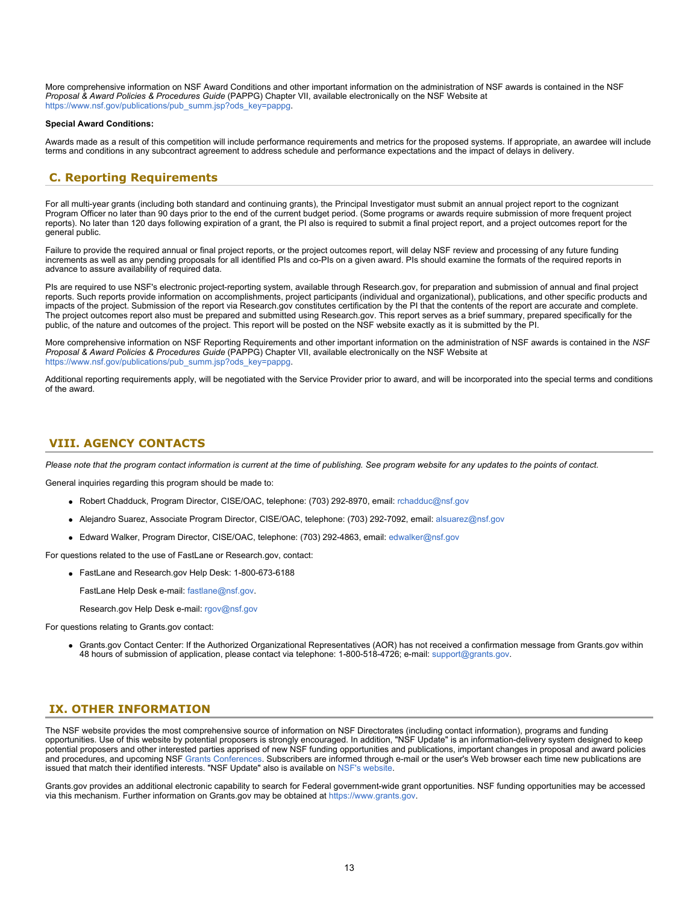More comprehensive information on NSF Award Conditions and other important information on the administration of NSF awards is contained in the NSF *Proposal & Award Policies & Procedures Guide* (PAPPG) Chapter VII, available electronically on the NSF Website at https://www.nsf.gov/publications/pub_summ.jsp?ods_key=pappg.

**Special Award Conditions:**

Awards made as a result of this competition will include performance requirements and metrics for the proposed systems. If appropriate, an awardee will include terms and conditions in any subcontract agreement to address schedule and performance expectations and the impact of delays in delivery.

## C. Reporting Requirements

For all multi-year grants (including both standard and continuing grants), the Principal Investigator must submit an annual project report to the cognizant Program Officer no later than 90 days prior to the end of the current budget period. (Some programs or awards require submission of more frequent project reports). No later than 120 days following expiration of a grant, the PI also is required to submit a final project report, and a project outcomes report for the general public.

Failure to provide the required annual or final project reports, or the project outcomes report, will delay NSF review and processing of any future funding increments as well as any pending proposals for all identified PIs and co-PIs on a given award. PIs should examine the formats of the required reports in advance to assure availability of required data.

PIs are required to use NSF's electronic project-reporting system, available through Research.gov, for preparation and submission of annual and final project reports. Such reports provide information on accomplishments, project participants (individual and organizational), publications, and other specific products and impacts of the project. Submission of the report via Research.gov constitutes certification by the PI that the contents of the report are accurate and complete. The project outcomes report also must be prepared and submitted using Research.gov. This report serves as a brief summary, prepared specifically for the public, of the nature and outcomes of the project. This report will be posted on the NSF website exactly as it is submitted by the PI.

More comprehensive information on NSF Reporting Requirements and other important information on the administration of NSF awards is contained in the *NSF Proposal & Award Policies & Procedures Guide* (PAPPG) Chapter VII, available electronically on the NSF Website at https://www.nsf.gov/publications/pub_summ.jsp?ods_key=pappg.

Additional reporting requirements apply, will be negotiated with the Service Provider prior to award, and will be incorporated into the special terms and conditions of the award.

# VIII. AGENCY CONTACTS

*Please note that the program contact information is current at the time of publishing. See program website for any updates to the points of contact.*

General inquiries regarding this program should be made to:

- Robert Chadduck, Program Director, CISE/OAC, telephone: (703) 292-8970, email: rchadduc@nsf.gov
- Alejandro Suarez, Associate Program Director, CISE/OAC, telephone: (703) 292-7092, email: alsuarez@nsf.gov
- Edward Walker, Program Director, CISE/OAC, telephone: (703) 292-4863, email: edwalker@nsf.gov

For questions related to the use of FastLane or Research.gov, contact:

- FastLane and Research.gov Help Desk: 1-800-673-6188

  FastLane Help Desk e-mail: fastlane@nsf.gov.

  Research.gov Help Desk e-mail: rgov@nsf.gov

For questions relating to Grants.gov contact:

- Grants.gov Contact Center: If the Authorized Organizational Representatives (AOR) has not received a confirmation message from Grants.gov within 48 hours of submission of application, please contact via telephone: 1-800-518-4726; e-mail: support@grants.gov.

# IX. OTHER INFORMATION

The NSF website provides the most comprehensive source of information on NSF Directorates (including contact information), programs and funding opportunities. Use of this website by potential proposers is strongly encouraged. In addition, "NSF Update" is an information-delivery system designed to keep potential proposers and other interested parties apprised of new NSF funding opportunities and publications, important changes in proposal and award policies and procedures, and upcoming NSF Grants Conferences. Subscribers are informed through e-mail or the user's Web browser each time new publications are issued that match their identified interests. "NSF Update" also is available on NSF's website.

Grants.gov provides an additional electronic capability to search for Federal government-wide grant opportunities. NSF funding opportunities may be accessed via this mechanism. Further information on Grants.gov may be obtained at https://www.grants.gov.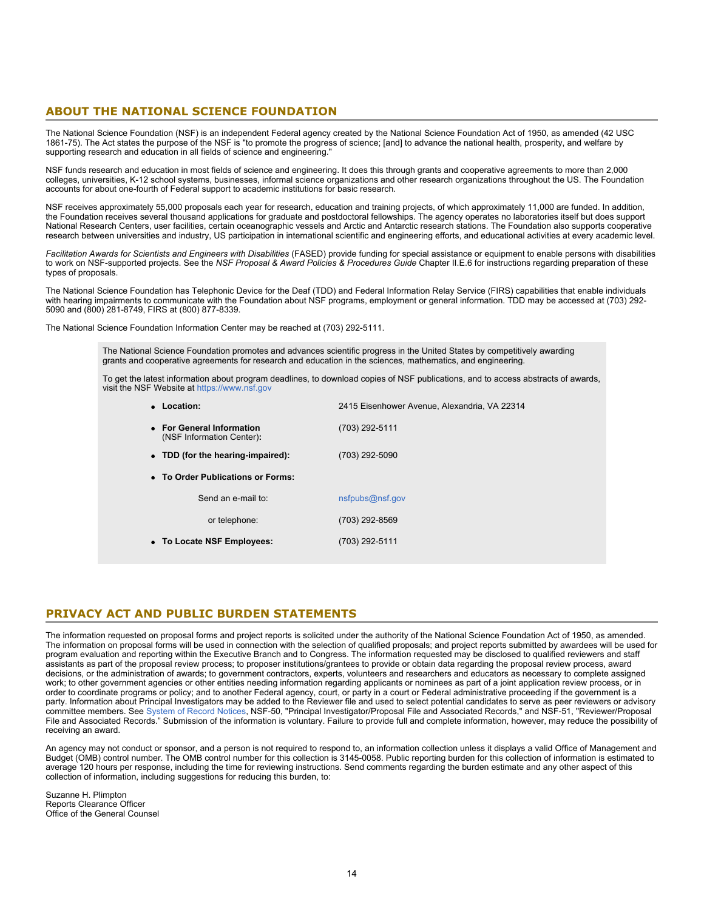## ABOUT THE NATIONAL SCIENCE FOUNDATION

The National Science Foundation (NSF) is an independent Federal agency created by the National Science Foundation Act of 1950, as amended (42 USC 1861-75). The Act states the purpose of the NSF is "to promote the progress of science; [and] to advance the national health, prosperity, and welfare by supporting research and education in all fields of science and engineering."

NSF funds research and education in most fields of science and engineering. It does this through grants and cooperative agreements to more than 2,000 colleges, universities, K-12 school systems, businesses, informal science organizations and other research organizations throughout the US. The Foundation accounts for about one-fourth of Federal support to academic institutions for basic research.

NSF receives approximately 55,000 proposals each year for research, education and training projects, of which approximately 11,000 are funded. In addition, the Foundation receives several thousand applications for graduate and postdoctoral fellowships. The agency operates no laboratories itself but does support National Research Centers, user facilities, certain oceanographic vessels and Arctic and Antarctic research stations. The Foundation also supports cooperative research between universities and industry, US participation in international scientific and engineering efforts, and educational activities at every academic level.

*Facilitation Awards for Scientists and Engineers with Disabilities* (FASED) provide funding for special assistance or equipment to enable persons with disabilities to work on NSF-supported projects. See the *NSF Proposal & Award Policies & Procedures Guide* Chapter II.E.6 for instructions regarding preparation of these types of proposals.

The National Science Foundation has Telephonic Device for the Deaf (TDD) and Federal Information Relay Service (FIRS) capabilities that enable individuals with hearing impairments to communicate with the Foundation about NSF programs, employment or general information. TDD may be accessed at (703) 292-5090 and (800) 281-8749, FIRS at (800) 877-8339.

The National Science Foundation Information Center may be reached at (703) 292-5111.

The National Science Foundation promotes and advances scientific progress in the United States by competitively awarding grants and cooperative agreements for research and education in the sciences, mathematics, and engineering.

To get the latest information about program deadlines, to download copies of NSF publications, and to access abstracts of awards, visit the NSF Website at https://www.nsf.gov

- **Location:** 2415 Eisenhower Avenue, Alexandria, VA 22314
- **For General Information** (NSF Information Center)**:** (703) 292-5111
- **TDD (for the hearing-impaired):** (703) 292-5090
- **To Order Publications or Forms:**
  - Send an e-mail to: nsfpubs@nsf.gov
  - or telephone: (703) 292-8569
- **To Locate NSF Employees:** (703) 292-5111

## PRIVACY ACT AND PUBLIC BURDEN STATEMENTS

The information requested on proposal forms and project reports is solicited under the authority of the National Science Foundation Act of 1950, as amended. The information on proposal forms will be used in connection with the selection of qualified proposals; and project reports submitted by awardees will be used for program evaluation and reporting within the Executive Branch and to Congress. The information requested may be disclosed to qualified reviewers and staff assistants as part of the proposal review process; to proposer institutions/grantees to provide or obtain data regarding the proposal review process, award decisions, or the administration of awards; to government contractors, experts, volunteers and researchers and educators as necessary to complete assigned work; to other government agencies or other entities needing information regarding applicants or nominees as part of a joint application review process, or in order to coordinate programs or policy; and to another Federal agency, court, or party in a court or Federal administrative proceeding if the government is a party. Information about Principal Investigators may be added to the Reviewer file and used to select potential candidates to serve as peer reviewers or advisory committee members. See System of Record Notices, NSF-50, "Principal Investigator/Proposal File and Associated Records," and NSF-51, "Reviewer/Proposal File and Associated Records." Submission of the information is voluntary. Failure to provide full and complete information, however, may reduce the possibility of receiving an award.

An agency may not conduct or sponsor, and a person is not required to respond to, an information collection unless it displays a valid Office of Management and Budget (OMB) control number. The OMB control number for this collection is 3145-0058. Public reporting burden for this collection of information is estimated to average 120 hours per response, including the time for reviewing instructions. Send comments regarding the burden estimate and any other aspect of this collection of information, including suggestions for reducing this burden, to:

Suzanne H. Plimpton
Reports Clearance Officer
Office of the General Counsel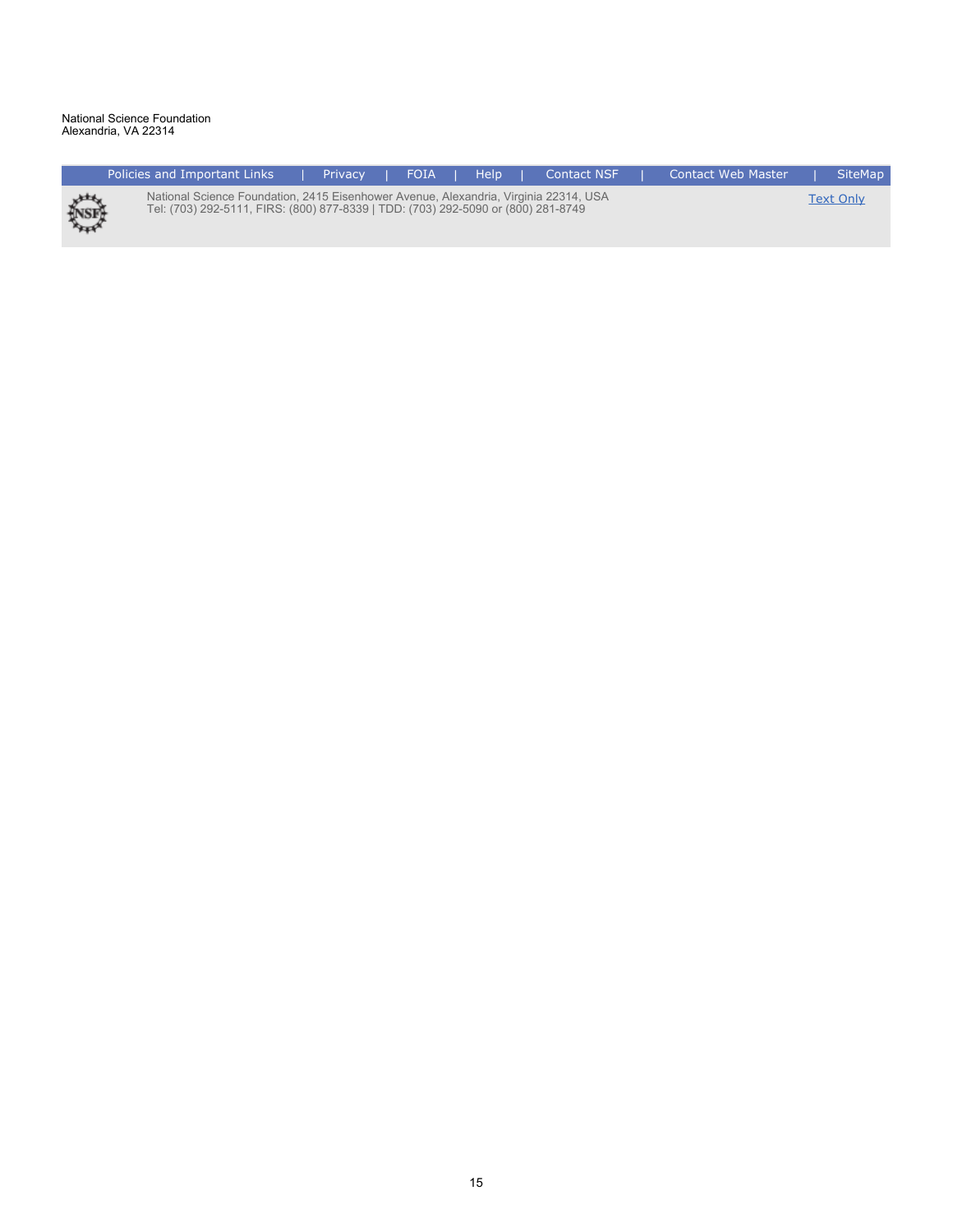National Science Foundation
Alexandria, VA 22314

Policies and Important Links | Privacy | FOIA | Help | Contact NSF | Contact Web Master | SiteMap

National Science Foundation, 2415 Eisenhower Avenue, Alexandria, Virginia 22314, USA
Tel: (703) 292-5111, FIRS: (800) 877-8339 | TDD: (703) 292-5090 or (800) 281-8749

Text Only